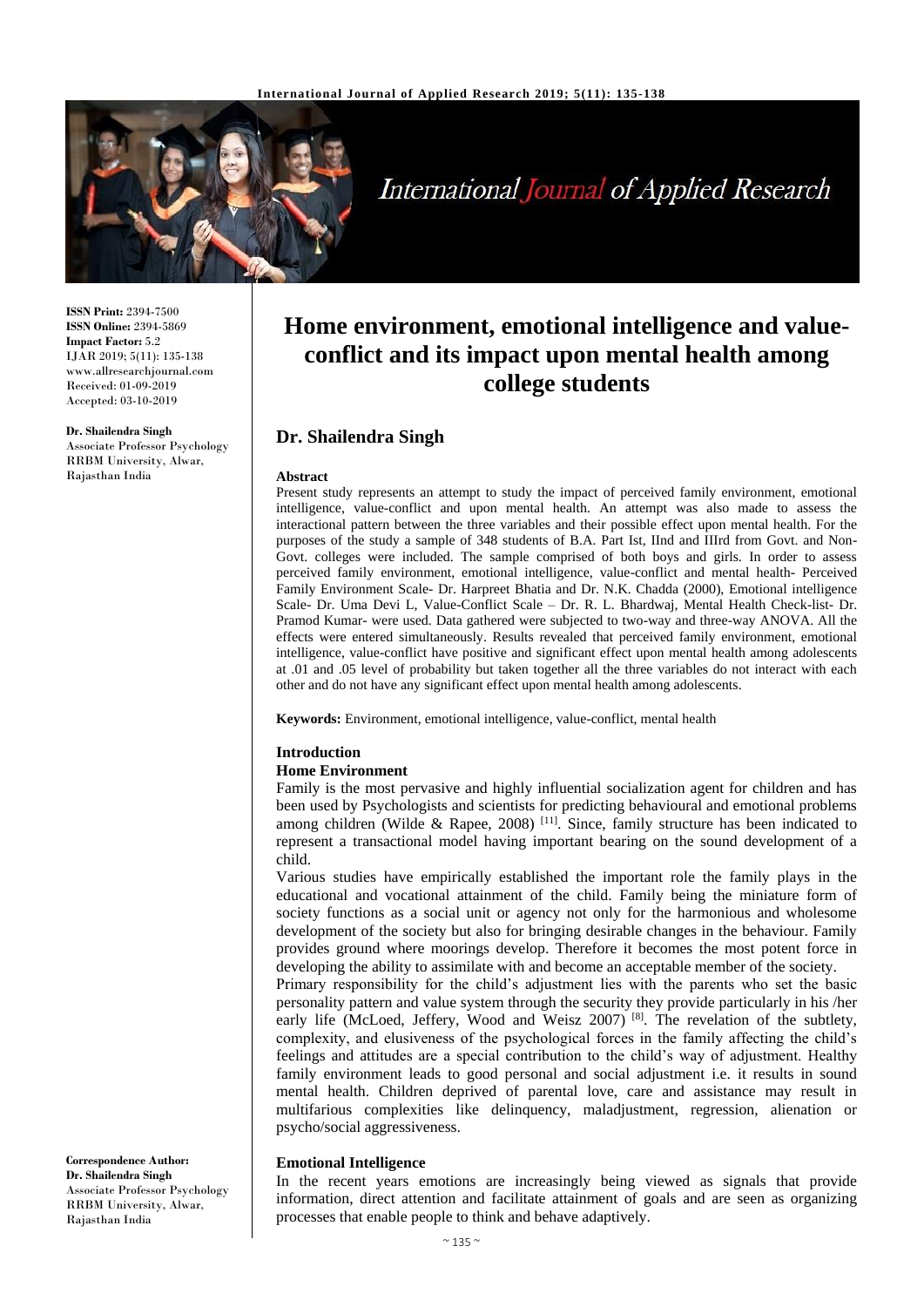**ISSN Print:** 2394-7500
**ISSN Online:** 2394-5869
**Impact Factor:** 5.2
IJAR 2019; 5(11): 135-138
www.allresearchjournal.com
Received: 01-09-2019
Accepted: 03-10-2019

**Dr. Shailendra Singh**
Associate Professor Psychology
RRBM University, Alwar,
Rajasthan India

**Correspondence Author:**
**Dr. Shailendra Singh**
Associate Professor Psychology
RRBM University, Alwar,
Rajasthan India

# Home environment, emotional intelligence and value-conflict and its impact upon mental health among college students

## Dr. Shailendra Singh

**Abstract**

Present study represents an attempt to study the impact of perceived family environment, emotional intelligence, value-conflict and upon mental health. An attempt was also made to assess the interactional pattern between the three variables and their possible effect upon mental health. For the purposes of the study a sample of 348 students of B.A. Part Ist, IInd and IIIrd from Govt. and Non-Govt. colleges were included. The sample comprised of both boys and girls. In order to assess perceived family environment, emotional intelligence, value-conflict and mental health- Perceived Family Environment Scale- Dr. Harpreet Bhatia and Dr. N.K. Chadda (2000), Emotional intelligence Scale- Dr. Uma Devi L, Value-Conflict Scale – Dr. R. L. Bhardwaj, Mental Health Check-list- Dr. Pramod Kumar- were used. Data gathered were subjected to two-way and three-way ANOVA. All the effects were entered simultaneously. Results revealed that perceived family environment, emotional intelligence, value-conflict have positive and significant effect upon mental health among adolescents at .01 and .05 level of probability but taken together all the three variables do not interact with each other and do not have any significant effect upon mental health among adolescents.

**Keywords:** Environment, emotional intelligence, value-conflict, mental health

## Introduction

### Home Environment

Family is the most pervasive and highly influential socialization agent for children and has been used by Psychologists and scientists for predicting behavioural and emotional problems among children (Wilde & Rapee, 2008) [11]. Since, family structure has been indicated to represent a transactional model having important bearing on the sound development of a child.

Various studies have empirically established the important role the family plays in the educational and vocational attainment of the child. Family being the miniature form of society functions as a social unit or agency not only for the harmonious and wholesome development of the society but also for bringing desirable changes in the behaviour. Family provides ground where moorings develop. Therefore it becomes the most potent force in developing the ability to assimilate with and become an acceptable member of the society.

Primary responsibility for the child's adjustment lies with the parents who set the basic personality pattern and value system through the security they provide particularly in his /her early life (McLoed, Jeffery, Wood and Weisz 2007) [8]. The revelation of the subtlety, complexity, and elusiveness of the psychological forces in the family affecting the child's feelings and attitudes are a special contribution to the child's way of adjustment. Healthy family environment leads to good personal and social adjustment i.e. it results in sound mental health. Children deprived of parental love, care and assistance may result in multifarious complexities like delinquency, maladjustment, regression, alienation or psycho/social aggressiveness.

### Emotional Intelligence

In the recent years emotions are increasingly being viewed as signals that provide information, direct attention and facilitate attainment of goals and are seen as organizing processes that enable people to think and behave adaptively.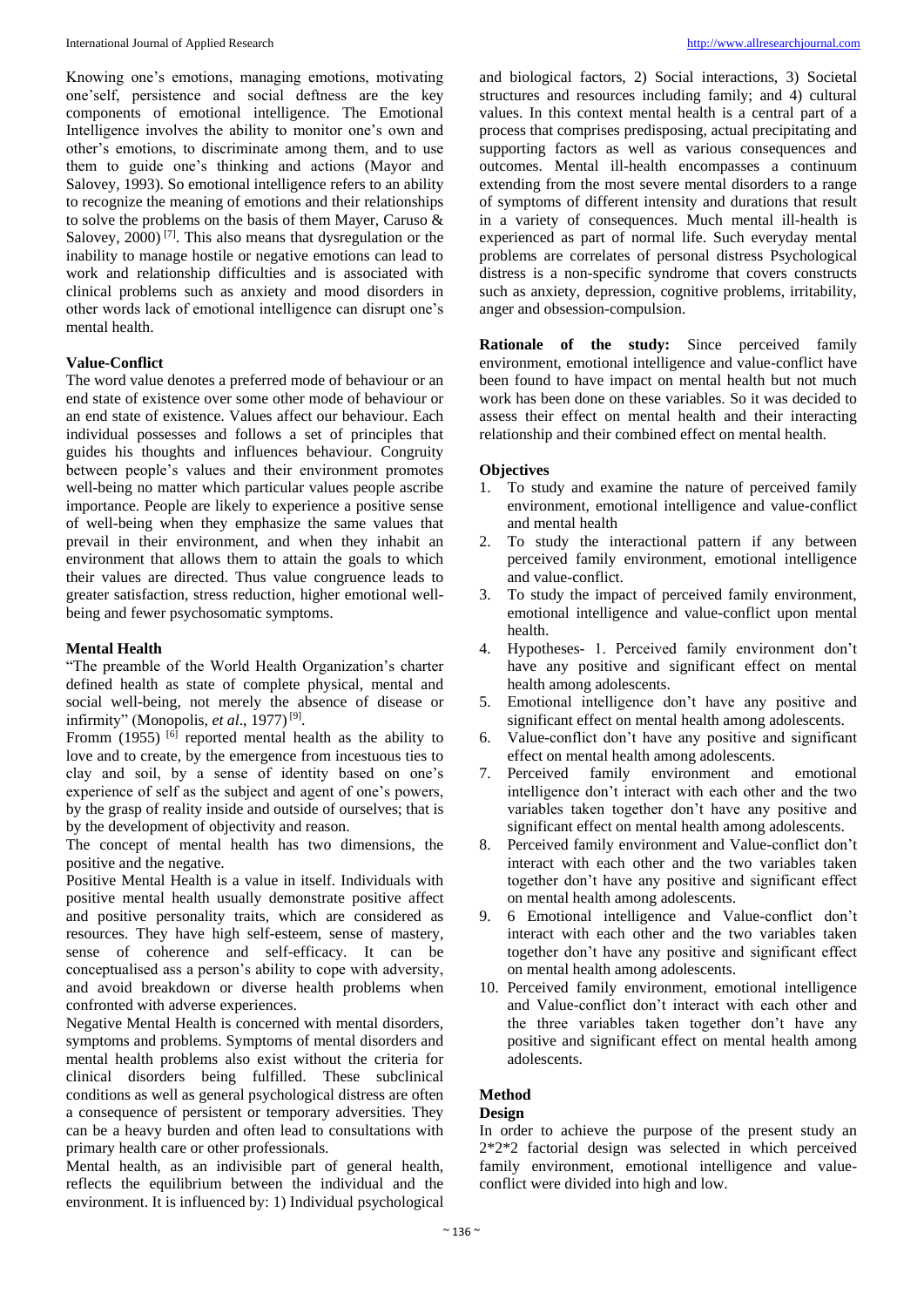Knowing one's emotions, managing emotions, motivating one'self, persistence and social deftness are the key components of emotional intelligence. The Emotional Intelligence involves the ability to monitor one's own and other's emotions, to discriminate among them, and to use them to guide one's thinking and actions (Mayor and Salovey, 1993). So emotional intelligence refers to an ability to recognize the meaning of emotions and their relationships to solve the problems on the basis of them Mayer, Caruso & Salovey, 2000) [7]. This also means that dysregulation or the inability to manage hostile or negative emotions can lead to work and relationship difficulties and is associated with clinical problems such as anxiety and mood disorders in other words lack of emotional intelligence can disrupt one's mental health.

**Value-Conflict**

The word value denotes a preferred mode of behaviour or an end state of existence over some other mode of behaviour or an end state of existence. Values affect our behaviour. Each individual possesses and follows a set of principles that guides his thoughts and influences behaviour. Congruity between people's values and their environment promotes well-being no matter which particular values people ascribe importance. People are likely to experience a positive sense of well-being when they emphasize the same values that prevail in their environment, and when they inhabit an environment that allows them to attain the goals to which their values are directed. Thus value congruence leads to greater satisfaction, stress reduction, higher emotional well-being and fewer psychosomatic symptoms.

**Mental Health**

"The preamble of the World Health Organization's charter defined health as state of complete physical, mental and social well-being, not merely the absence of disease or infirmity" (Monopolis, *et al*., 1977) [9].

Fromm (1955) [6] reported mental health as the ability to love and to create, by the emergence from incestuous ties to clay and soil, by a sense of identity based on one's experience of self as the subject and agent of one's powers, by the grasp of reality inside and outside of ourselves; that is by the development of objectivity and reason.

The concept of mental health has two dimensions, the positive and the negative.

Positive Mental Health is a value in itself. Individuals with positive mental health usually demonstrate positive affect and positive personality traits, which are considered as resources. They have high self-esteem, sense of mastery, sense of coherence and self-efficacy. It can be conceptualised ass a person's ability to cope with adversity, and avoid breakdown or diverse health problems when confronted with adverse experiences.

Negative Mental Health is concerned with mental disorders, symptoms and problems. Symptoms of mental disorders and mental health problems also exist without the criteria for clinical disorders being fulfilled. These subclinical conditions as well as general psychological distress are often a consequence of persistent or temporary adversities. They can be a heavy burden and often lead to consultations with primary health care or other professionals.

Mental health, as an indivisible part of general health, reflects the equilibrium between the individual and the environment. It is influenced by: 1) Individual psychological and biological factors, 2) Social interactions, 3) Societal structures and resources including family; and 4) cultural values. In this context mental health is a central part of a process that comprises predisposing, actual precipitating and supporting factors as well as various consequences and outcomes. Mental ill-health encompasses a continuum extending from the most severe mental disorders to a range of symptoms of different intensity and durations that result in a variety of consequences. Much mental ill-health is experienced as part of normal life. Such everyday mental problems are correlates of personal distress Psychological distress is a non-specific syndrome that covers constructs such as anxiety, depression, cognitive problems, irritability, anger and obsession-compulsion.

**Rationale of the study:** Since perceived family environment, emotional intelligence and value-conflict have been found to have impact on mental health but not much work has been done on these variables. So it was decided to assess their effect on mental health and their interacting relationship and their combined effect on mental health.

**Objectives**

1. To study and examine the nature of perceived family environment, emotional intelligence and value-conflict and mental health
2. To study the interactional pattern if any between perceived family environment, emotional intelligence and value-conflict.
3. To study the impact of perceived family environment, emotional intelligence and value-conflict upon mental health.
4. Hypotheses- 1. Perceived family environment don't have any positive and significant effect on mental health among adolescents.
5. Emotional intelligence don't have any positive and significant effect on mental health among adolescents.
6. Value-conflict don't have any positive and significant effect on mental health among adolescents.
7. Perceived family environment and emotional intelligence don't interact with each other and the two variables taken together don't have any positive and significant effect on mental health among adolescents.
8. Perceived family environment and Value-conflict don't interact with each other and the two variables taken together don't have any positive and significant effect on mental health among adolescents.
9. 6 Emotional intelligence and Value-conflict don't interact with each other and the two variables taken together don't have any positive and significant effect on mental health among adolescents.
10. Perceived family environment, emotional intelligence and Value-conflict don't interact with each other and the three variables taken together don't have any positive and significant effect on mental health among adolescents.

## Method

### Design

In order to achieve the purpose of the present study an 2*2*2 factorial design was selected in which perceived family environment, emotional intelligence and value-conflict were divided into high and low.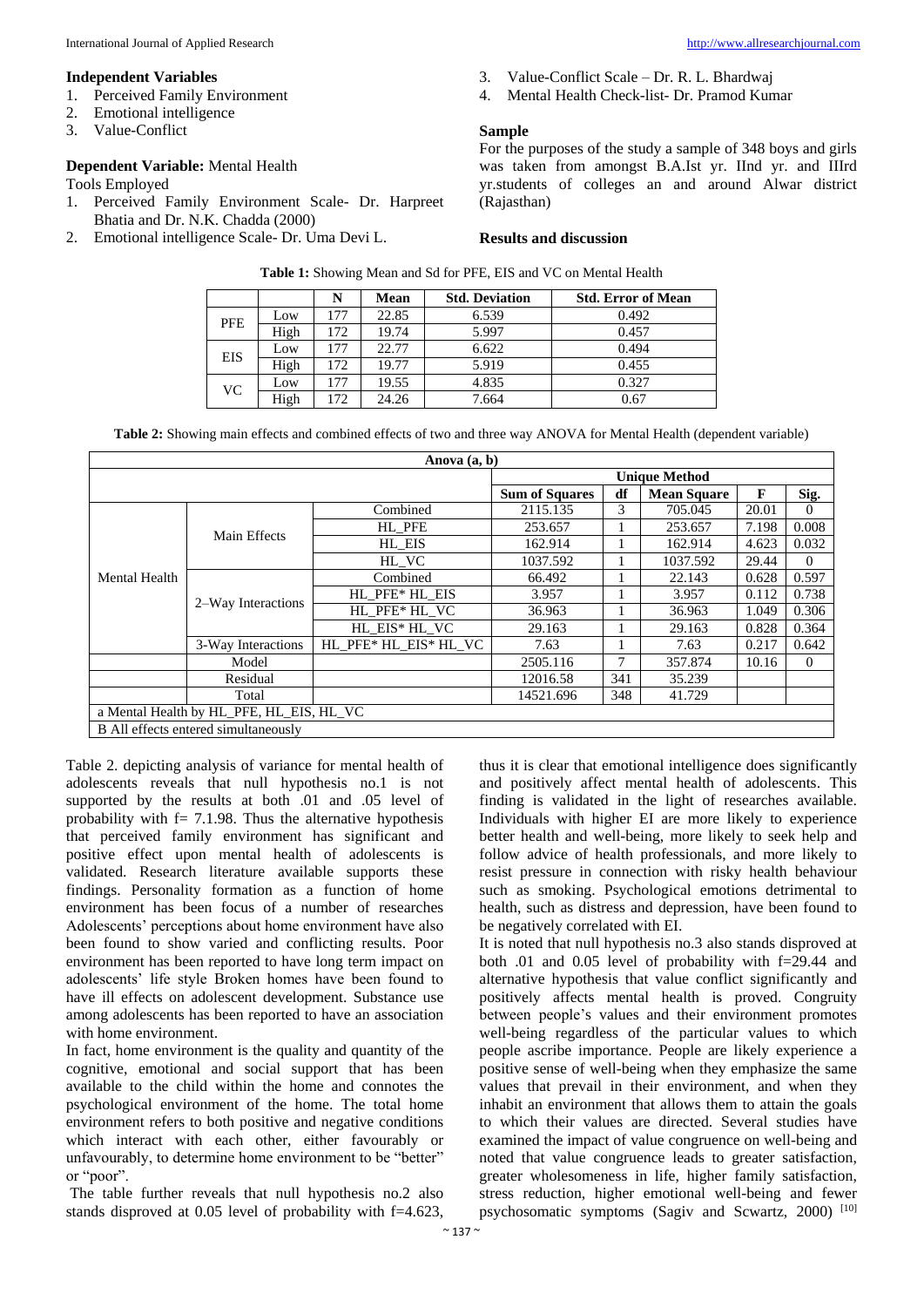**Independent Variables**

1. Perceived Family Environment
2. Emotional intelligence
3. Value-Conflict

**Dependent Variable:** Mental Health

Tools Employed

1. Perceived Family Environment Scale- Dr. Harpreet Bhatia and Dr. N.K. Chadda (2000)
2. Emotional intelligence Scale- Dr. Uma Devi L.
3. Value-Conflict Scale – Dr. R. L. Bhardwaj
4. Mental Health Check-list- Dr. Pramod Kumar

**Sample**

For the purposes of the study a sample of 348 boys and girls was taken from amongst B.A.Ist yr. IInd yr. and IIIrd yr.students of colleges an and around Alwar district (Rajasthan)

**Results and discussion**

**Table 1:** Showing Mean and Sd for PFE, EIS and VC on Mental Health

| | | N | Mean | Std. Deviation | Std. Error of Mean |
|---|---|---|---|---|---|
| PFE | Low | 177 | 22.85 | 6.539 | 0.492 |
| | High | 172 | 19.74 | 5.997 | 0.457 |
| EIS | Low | 177 | 22.77 | 6.622 | 0.494 |
| | High | 172 | 19.77 | 5.919 | 0.455 |
| VC | Low | 177 | 19.55 | 4.835 | 0.327 |
| | High | 172 | 24.26 | 7.664 | 0.67 |

**Table 2:** Showing main effects and combined effects of two and three way ANOVA for Mental Health (dependent variable)

| Anova (a, b) | | | | | | | |
|---|---|---|---|---|---|---|---|
| | | | Unique Method | | | | |
| | | | Sum of Squares | df | Mean Square | F | Sig. |
| Mental Health | Main Effects | Combined | 2115.135 | 3 | 705.045 | 20.01 | 0 |
| | | HL_PFE | 253.657 | 1 | 253.657 | 7.198 | 0.008 |
| | | HL_EIS | 162.914 | 1 | 162.914 | 4.623 | 0.032 |
| | | HL_VC | 1037.592 | 1 | 1037.592 | 29.44 | 0 |
| | 2–Way Interactions | Combined | 66.492 | 1 | 22.143 | 0.628 | 0.597 |
| | | HL_PFE* HL_EIS | 3.957 | 1 | 3.957 | 0.112 | 0.738 |
| | | HL_PFE* HL_VC | 36.963 | 1 | 36.963 | 1.049 | 0.306 |
| | | HL_EIS* HL_VC | 29.163 | 1 | 29.163 | 0.828 | 0.364 |
| | 3-Way Interactions | HL_PFE* HL_EIS* HL_VC | 7.63 | 1 | 7.63 | 0.217 | 0.642 |
| | Model | | 2505.116 | 7 | 357.874 | 10.16 | 0 |
| | Residual | | 12016.58 | 341 | 35.239 | | |
| | Total | | 14521.696 | 348 | 41.729 | | |
| a Mental Health by HL_PFE, HL_EIS, HL_VC | | | | | | | |
| B All effects entered simultaneously | | | | | | | |

Table 2. depicting analysis of variance for mental health of adolescents reveals that null hypothesis no.1 is not supported by the results at both .01 and .05 level of probability with f= 7.1.98. Thus the alternative hypothesis that perceived family environment has significant and positive effect upon mental health of adolescents is validated. Research literature available supports these findings. Personality formation as a function of home environment has been focus of a number of researches Adolescents' perceptions about home environment have also been found to show varied and conflicting results. Poor environment has been reported to have long term impact on adolescents' life style Broken homes have been found to have ill effects on adolescent development. Substance use among adolescents has been reported to have an association with home environment.

In fact, home environment is the quality and quantity of the cognitive, emotional and social support that has been available to the child within the home and connotes the psychological environment of the home. The total home environment refers to both positive and negative conditions which interact with each other, either favourably or unfavourably, to determine home environment to be "better" or "poor".

The table further reveals that null hypothesis no.2 also stands disproved at 0.05 level of probability with f=4.623, thus it is clear that emotional intelligence does significantly and positively affect mental health of adolescents. This finding is validated in the light of researches available. Individuals with higher EI are more likely to experience better health and well-being, more likely to seek help and follow advice of health professionals, and more likely to resist pressure in connection with risky health behaviour such as smoking. Psychological emotions detrimental to health, such as distress and depression, have been found to be negatively correlated with EI.

It is noted that null hypothesis no.3 also stands disproved at both .01 and 0.05 level of probability with f=29.44 and alternative hypothesis that value conflict significantly and positively affects mental health is proved. Congruity between people's values and their environment promotes well-being regardless of the particular values to which people ascribe importance. People are likely experience a positive sense of well-being when they emphasize the same values that prevail in their environment, and when they inhabit an environment that allows them to attain the goals to which their values are directed. Several studies have examined the impact of value congruence on well-being and noted that value congruence leads to greater satisfaction, greater wholesomeness in life, higher family satisfaction, stress reduction, higher emotional well-being and fewer psychosomatic symptoms (Sagiv and Scwartz, 2000) [10]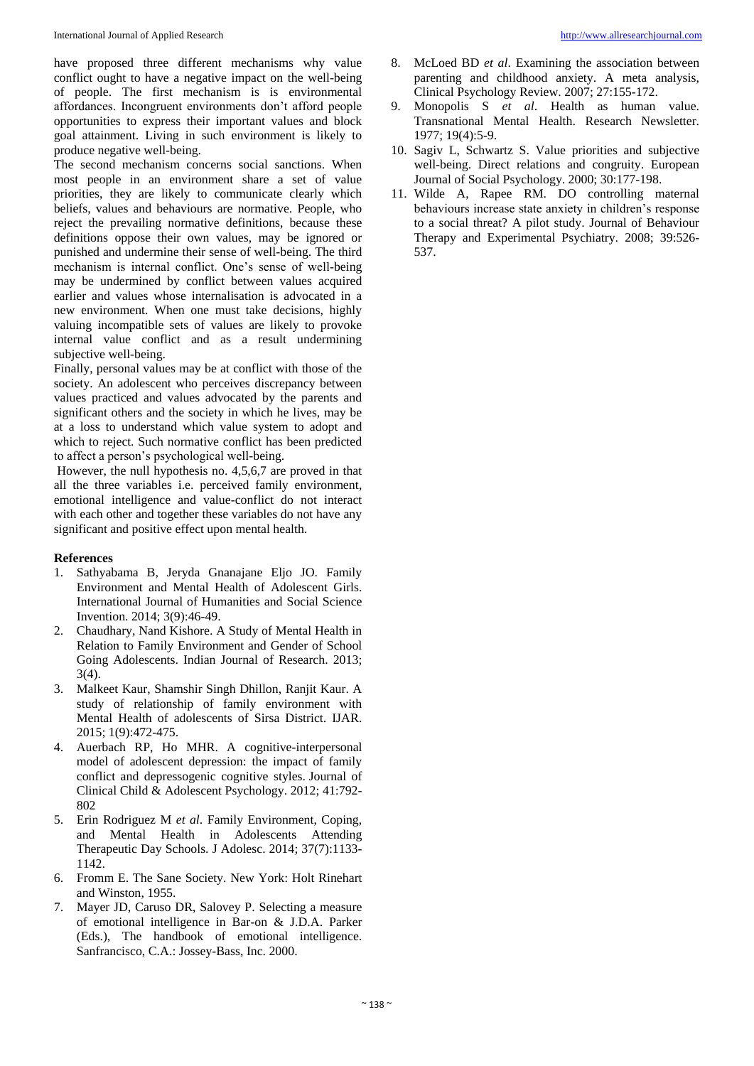have proposed three different mechanisms why value conflict ought to have a negative impact on the well-being of people. The first mechanism is is environmental affordances. Incongruent environments don't afford people opportunities to express their important values and block goal attainment. Living in such environment is likely to produce negative well-being.

The second mechanism concerns social sanctions. When most people in an environment share a set of value priorities, they are likely to communicate clearly which beliefs, values and behaviours are normative. People, who reject the prevailing normative definitions, because these definitions oppose their own values, may be ignored or punished and undermine their sense of well-being. The third mechanism is internal conflict. One's sense of well-being may be undermined by conflict between values acquired earlier and values whose internalisation is advocated in a new environment. When one must take decisions, highly valuing incompatible sets of values are likely to provoke internal value conflict and as a result undermining subjective well-being.

Finally, personal values may be at conflict with those of the society. An adolescent who perceives discrepancy between values practiced and values advocated by the parents and significant others and the society in which he lives, may be at a loss to understand which value system to adopt and which to reject. Such normative conflict has been predicted to affect a person's psychological well-being.

However, the null hypothesis no. 4,5,6,7 are proved in that all the three variables i.e. perceived family environment, emotional intelligence and value-conflict do not interact with each other and together these variables do not have any significant and positive effect upon mental health.

**References**

1. Sathyabama B, Jeryda Gnanajane Eljo JO. Family Environment and Mental Health of Adolescent Girls. International Journal of Humanities and Social Science Invention. 2014; 3(9):46-49.
2. Chaudhary, Nand Kishore. A Study of Mental Health in Relation to Family Environment and Gender of School Going Adolescents. Indian Journal of Research. 2013; 3(4).
3. Malkeet Kaur, Shamshir Singh Dhillon, Ranjit Kaur. A study of relationship of family environment with Mental Health of adolescents of Sirsa District. IJAR. 2015; 1(9):472-475.
4. Auerbach RP, Ho MHR. A cognitive-interpersonal model of adolescent depression: the impact of family conflict and depressogenic cognitive styles. Journal of Clinical Child & Adolescent Psychology. 2012; 41:792-802
5. Erin Rodriguez M *et al*. Family Environment, Coping, and Mental Health in Adolescents Attending Therapeutic Day Schools. J Adolesc. 2014; 37(7):1133-1142.
6. Fromm E. The Sane Society. New York: Holt Rinehart and Winston, 1955.
7. Mayer JD, Caruso DR, Salovey P. Selecting a measure of emotional intelligence in Bar-on & J.D.A. Parker (Eds.), The handbook of emotional intelligence. Sanfrancisco, C.A.: Jossey-Bass, Inc. 2000.
8. McLoed BD *et al*. Examining the association between parenting and childhood anxiety. A meta analysis, Clinical Psychology Review. 2007; 27:155-172.
9. Monopolis S *et al*. Health as human value. Transnational Mental Health. Research Newsletter. 1977; 19(4):5-9.
10. Sagiv L, Schwartz S. Value priorities and subjective well-being. Direct relations and congruity. European Journal of Social Psychology. 2000; 30:177-198.
11. Wilde A, Rapee RM. DO controlling maternal behaviours increase state anxiety in children's response to a social threat? A pilot study. Journal of Behaviour Therapy and Experimental Psychiatry. 2008; 39:526-537.